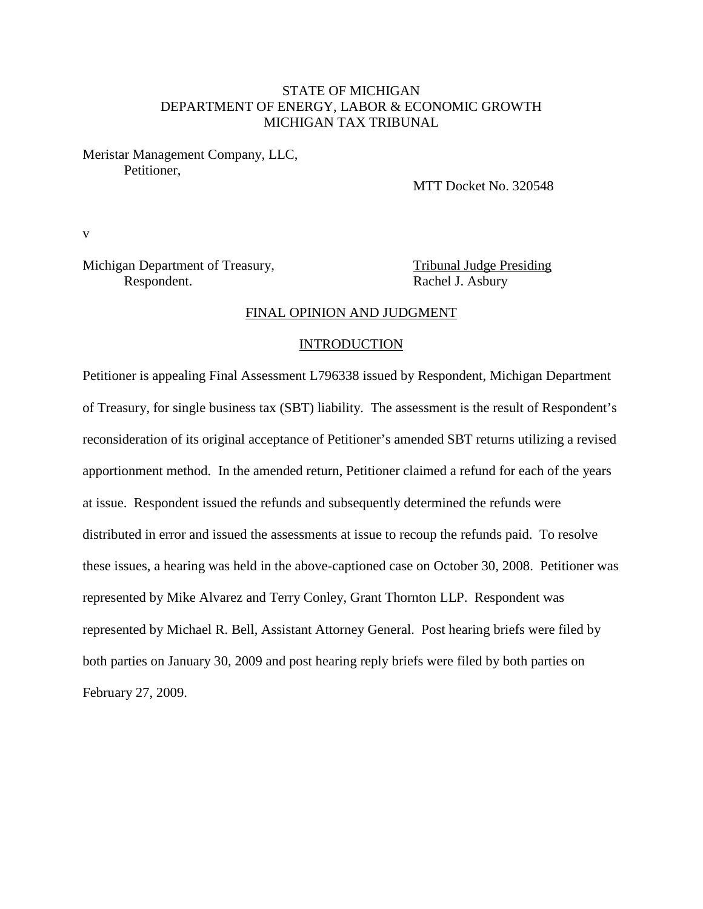STATE OF MICHIGAN
DEPARTMENT OF ENERGY, LABOR & ECONOMIC GROWTH
MICHIGAN TAX TRIBUNAL

Meristar Management Company, LLC,
Petitioner,

MTT Docket No. 320548

v

Michigan Department of Treasury,
Respondent.

Tribunal Judge Presiding
Rachel J. Asbury

## FINAL OPINION AND JUDGMENT

### INTRODUCTION

Petitioner is appealing Final Assessment L796338 issued by Respondent, Michigan Department of Treasury, for single business tax (SBT) liability. The assessment is the result of Respondent's reconsideration of its original acceptance of Petitioner's amended SBT returns utilizing a revised apportionment method. In the amended return, Petitioner claimed a refund for each of the years at issue. Respondent issued the refunds and subsequently determined the refunds were distributed in error and issued the assessments at issue to recoup the refunds paid. To resolve these issues, a hearing was held in the above-captioned case on October 30, 2008. Petitioner was represented by Mike Alvarez and Terry Conley, Grant Thornton LLP. Respondent was represented by Michael R. Bell, Assistant Attorney General. Post hearing briefs were filed by both parties on January 30, 2009 and post hearing reply briefs were filed by both parties on February 27, 2009.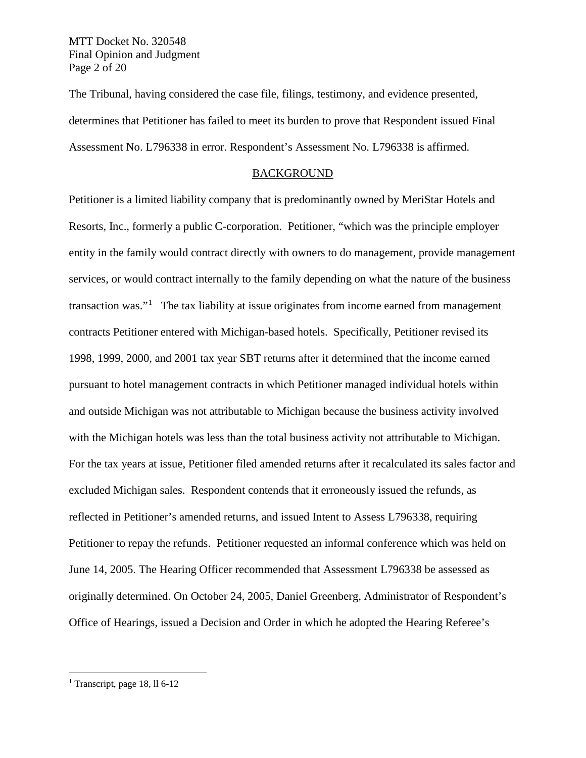The Tribunal, having considered the case file, filings, testimony, and evidence presented, determines that Petitioner has failed to meet its burden to prove that Respondent issued Final Assessment No. L796338 in error. Respondent's Assessment No. L796338 is affirmed.

## BACKGROUND

Petitioner is a limited liability company that is predominantly owned by MeriStar Hotels and Resorts, Inc., formerly a public C-corporation. Petitioner, "which was the principle employer entity in the family would contract directly with owners to do management, provide management services, or would contract internally to the family depending on what the nature of the business transaction was."[1] The tax liability at issue originates from income earned from management contracts Petitioner entered with Michigan-based hotels. Specifically, Petitioner revised its 1998, 1999, 2000, and 2001 tax year SBT returns after it determined that the income earned pursuant to hotel management contracts in which Petitioner managed individual hotels within and outside Michigan was not attributable to Michigan because the business activity involved with the Michigan hotels was less than the total business activity not attributable to Michigan. For the tax years at issue, Petitioner filed amended returns after it recalculated its sales factor and excluded Michigan sales. Respondent contends that it erroneously issued the refunds, as reflected in Petitioner's amended returns, and issued Intent to Assess L796338, requiring Petitioner to repay the refunds. Petitioner requested an informal conference which was held on June 14, 2005. The Hearing Officer recommended that Assessment L796338 be assessed as originally determined. On October 24, 2005, Daniel Greenberg, Administrator of Respondent's Office of Hearings, issued a Decision and Order in which he adopted the Hearing Referee's

---

[1] Transcript, page 18, ll 6-12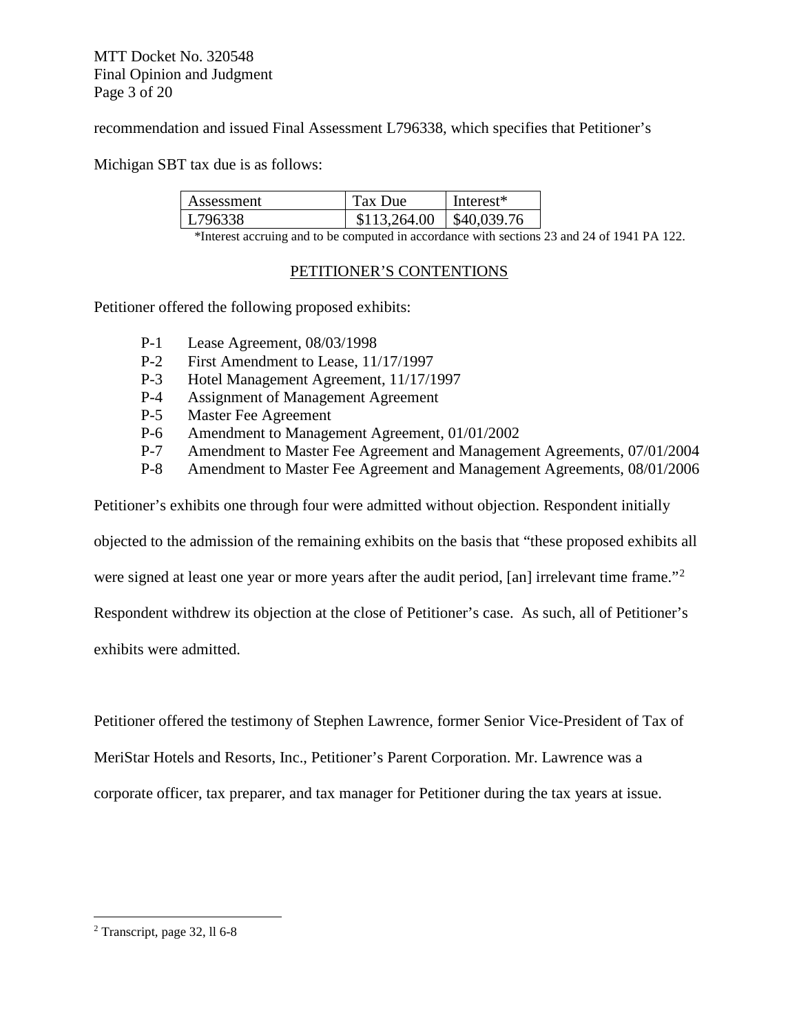recommendation and issued Final Assessment L796338, which specifies that Petitioner's Michigan SBT tax due is as follows:

| Assessment | Tax Due | Interest* |
| --- | --- | --- |
| L796338 | $113,264.00 | $40,039.76 |

*Interest accruing and to be computed in accordance with sections 23 and 24 of 1941 PA 122.

## PETITIONER'S CONTENTIONS

Petitioner offered the following proposed exhibits:

- P-1 Lease Agreement, 08/03/1998
- P-2 First Amendment to Lease, 11/17/1997
- P-3 Hotel Management Agreement, 11/17/1997
- P-4 Assignment of Management Agreement
- P-5 Master Fee Agreement
- P-6 Amendment to Management Agreement, 01/01/2002
- P-7 Amendment to Master Fee Agreement and Management Agreements, 07/01/2004
- P-8 Amendment to Master Fee Agreement and Management Agreements, 08/01/2006

Petitioner's exhibits one through four were admitted without objection. Respondent initially objected to the admission of the remaining exhibits on the basis that "these proposed exhibits all were signed at least one year or more years after the audit period, [an] irrelevant time frame."[2] Respondent withdrew its objection at the close of Petitioner's case. As such, all of Petitioner's exhibits were admitted.

Petitioner offered the testimony of Stephen Lawrence, former Senior Vice-President of Tax of MeriStar Hotels and Resorts, Inc., Petitioner's Parent Corporation. Mr. Lawrence was a corporate officer, tax preparer, and tax manager for Petitioner during the tax years at issue.

[2] Transcript, page 32, ll 6-8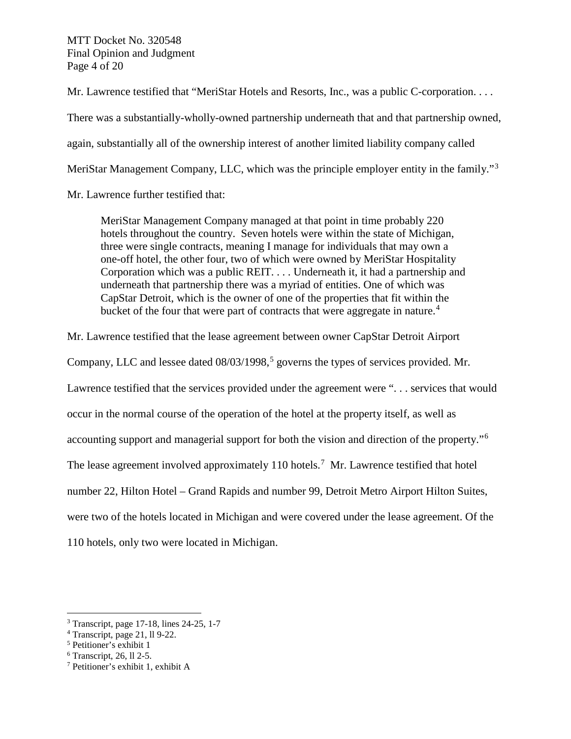Mr. Lawrence testified that "MeriStar Hotels and Resorts, Inc., was a public C-corporation. . . . There was a substantially-wholly-owned partnership underneath that and that partnership owned, again, substantially all of the ownership interest of another limited liability company called MeriStar Management Company, LLC, which was the principle employer entity in the family."[3]

Mr. Lawrence further testified that:

> MeriStar Management Company managed at that point in time probably 220 hotels throughout the country. Seven hotels were within the state of Michigan, three were single contracts, meaning I manage for individuals that may own a one-off hotel, the other four, two of which were owned by MeriStar Hospitality Corporation which was a public REIT. . . . Underneath it, it had a partnership and underneath that partnership there was a myriad of entities. One of which was CapStar Detroit, which is the owner of one of the properties that fit within the bucket of the four that were part of contracts that were aggregate in nature.[4]

Mr. Lawrence testified that the lease agreement between owner CapStar Detroit Airport Company, LLC and lessee dated 08/03/1998,[5] governs the types of services provided. Mr. Lawrence testified that the services provided under the agreement were ". . . services that would occur in the normal course of the operation of the hotel at the property itself, as well as accounting support and managerial support for both the vision and direction of the property."[6] The lease agreement involved approximately 110 hotels.[7] Mr. Lawrence testified that hotel number 22, Hilton Hotel – Grand Rapids and number 99, Detroit Metro Airport Hilton Suites, were two of the hotels located in Michigan and were covered under the lease agreement. Of the 110 hotels, only two were located in Michigan.

---

[3] Transcript, page 17-18, lines 24-25, 1-7

[4] Transcript, page 21, ll 9-22.

[5] Petitioner's exhibit 1

[6] Transcript, 26, ll 2-5.

[7] Petitioner's exhibit 1, exhibit A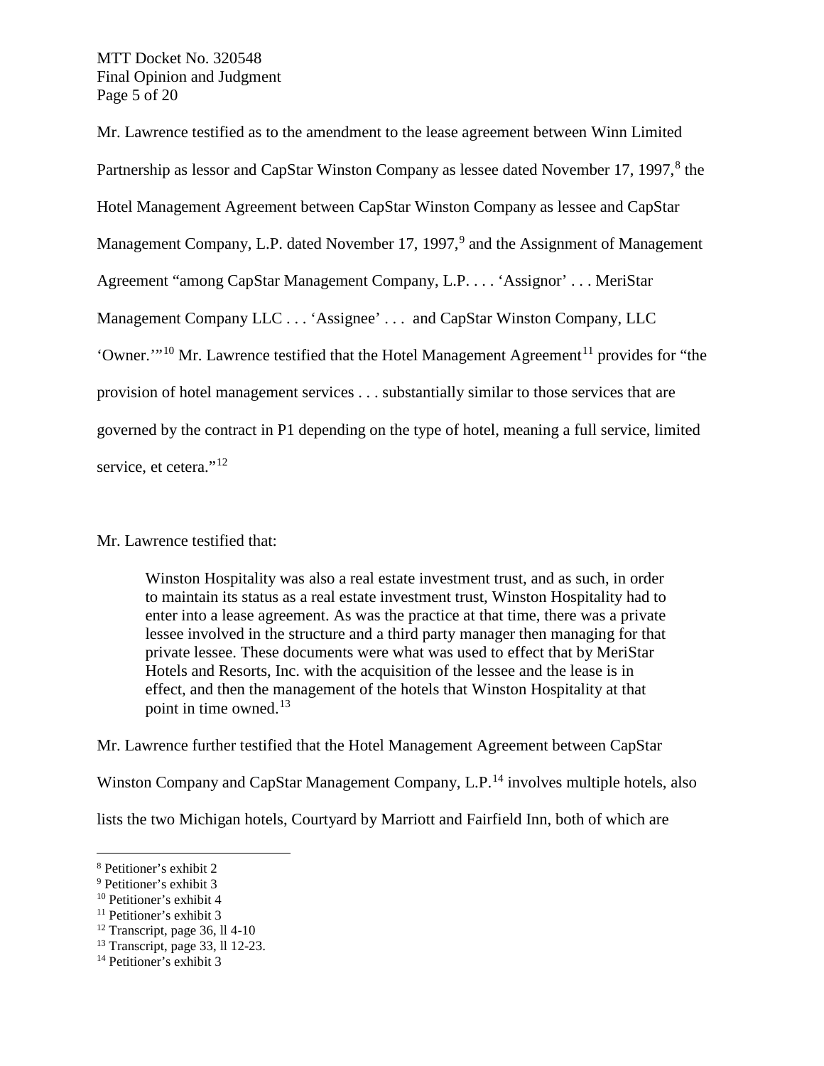Mr. Lawrence testified as to the amendment to the lease agreement between Winn Limited Partnership as lessor and CapStar Winston Company as lessee dated November 17, 1997,[8] the Hotel Management Agreement between CapStar Winston Company as lessee and CapStar Management Company, L.P. dated November 17, 1997,[9] and the Assignment of Management Agreement "among CapStar Management Company, L.P. . . . 'Assignor' . . . MeriStar Management Company LLC . . . 'Assignee' . . . and CapStar Winston Company, LLC 'Owner.'"[10] Mr. Lawrence testified that the Hotel Management Agreement[11] provides for "the provision of hotel management services . . . substantially similar to those services that are governed by the contract in P1 depending on the type of hotel, meaning a full service, limited service, et cetera."[12]

Mr. Lawrence testified that:

> Winston Hospitality was also a real estate investment trust, and as such, in order to maintain its status as a real estate investment trust, Winston Hospitality had to enter into a lease agreement. As was the practice at that time, there was a private lessee involved in the structure and a third party manager then managing for that private lessee. These documents were what was used to effect that by MeriStar Hotels and Resorts, Inc. with the acquisition of the lessee and the lease is in effect, and then the management of the hotels that Winston Hospitality at that point in time owned.[13]

Mr. Lawrence further testified that the Hotel Management Agreement between CapStar Winston Company and CapStar Management Company, L.P.[14] involves multiple hotels, also lists the two Michigan hotels, Courtyard by Marriott and Fairfield Inn, both of which are

---

[8] Petitioner's exhibit 2
[9] Petitioner's exhibit 3
[10] Petitioner's exhibit 4
[11] Petitioner's exhibit 3
[12] Transcript, page 36, ll 4-10
[13] Transcript, page 33, ll 12-23.
[14] Petitioner's exhibit 3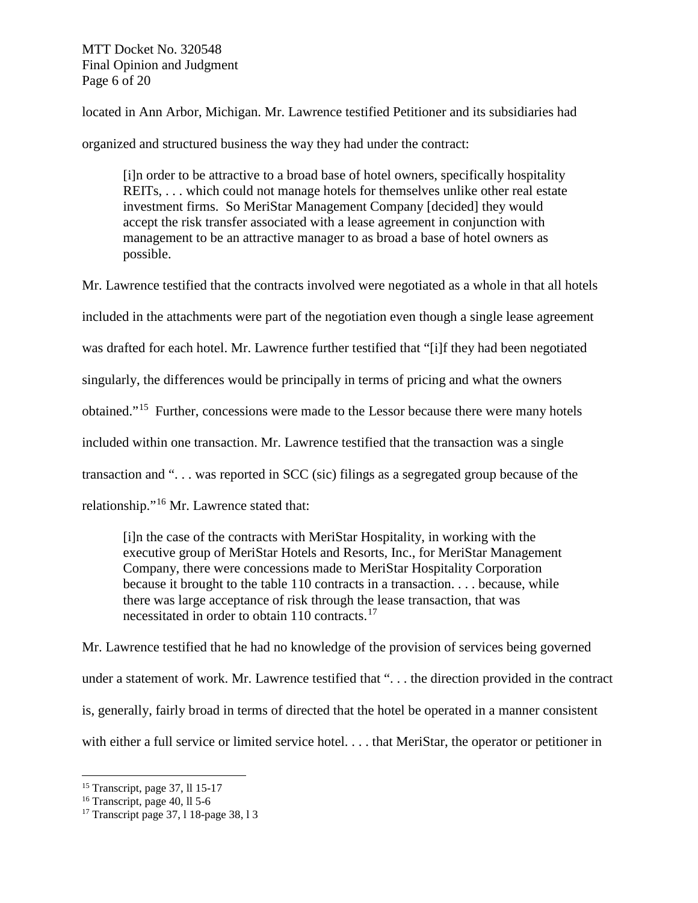located in Ann Arbor, Michigan. Mr. Lawrence testified Petitioner and its subsidiaries had organized and structured business the way they had under the contract:

> [i]n order to be attractive to a broad base of hotel owners, specifically hospitality REITs, . . . which could not manage hotels for themselves unlike other real estate investment firms. So MeriStar Management Company [decided] they would accept the risk transfer associated with a lease agreement in conjunction with management to be an attractive manager to as broad a base of hotel owners as possible.

Mr. Lawrence testified that the contracts involved were negotiated as a whole in that all hotels included in the attachments were part of the negotiation even though a single lease agreement was drafted for each hotel. Mr. Lawrence further testified that "[i]f they had been negotiated singularly, the differences would be principally in terms of pricing and what the owners obtained."[15] Further, concessions were made to the Lessor because there were many hotels included within one transaction. Mr. Lawrence testified that the transaction was a single transaction and ". . . was reported in SCC (sic) filings as a segregated group because of the relationship."[16] Mr. Lawrence stated that:

> [i]n the case of the contracts with MeriStar Hospitality, in working with the executive group of MeriStar Hotels and Resorts, Inc., for MeriStar Management Company, there were concessions made to MeriStar Hospitality Corporation because it brought to the table 110 contracts in a transaction. . . . because, while there was large acceptance of risk through the lease transaction, that was necessitated in order to obtain 110 contracts.[17]

Mr. Lawrence testified that he had no knowledge of the provision of services being governed under a statement of work. Mr. Lawrence testified that ". . . the direction provided in the contract is, generally, fairly broad in terms of directed that the hotel be operated in a manner consistent with either a full service or limited service hotel. . . . that MeriStar, the operator or petitioner in

---

[15] Transcript, page 37, ll 15-17

[16] Transcript, page 40, ll 5-6

[17] Transcript page 37, l 18-page 38, l 3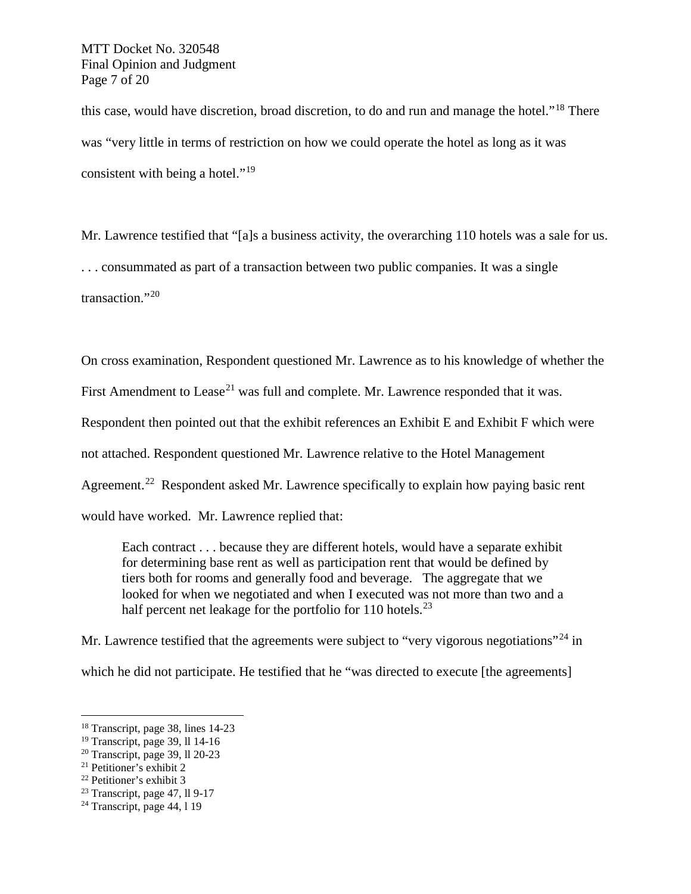this case, would have discretion, broad discretion, to do and run and manage the hotel."[18] There was "very little in terms of restriction on how we could operate the hotel as long as it was consistent with being a hotel."[19]

Mr. Lawrence testified that "[a]s a business activity, the overarching 110 hotels was a sale for us. . . . consummated as part of a transaction between two public companies. It was a single transaction."[20]

On cross examination, Respondent questioned Mr. Lawrence as to his knowledge of whether the First Amendment to Lease[21] was full and complete. Mr. Lawrence responded that it was. Respondent then pointed out that the exhibit references an Exhibit E and Exhibit F which were not attached. Respondent questioned Mr. Lawrence relative to the Hotel Management Agreement.[22] Respondent asked Mr. Lawrence specifically to explain how paying basic rent would have worked. Mr. Lawrence replied that:

> Each contract . . . because they are different hotels, would have a separate exhibit for determining base rent as well as participation rent that would be defined by tiers both for rooms and generally food and beverage. The aggregate that we looked for when we negotiated and when I executed was not more than two and a half percent net leakage for the portfolio for 110 hotels.[23]

Mr. Lawrence testified that the agreements were subject to "very vigorous negotiations"[24] in which he did not participate. He testified that he "was directed to execute [the agreements]

---

[18] Transcript, page 38, lines 14-23
[19] Transcript, page 39, ll 14-16
[20] Transcript, page 39, ll 20-23
[21] Petitioner's exhibit 2
[22] Petitioner's exhibit 3
[23] Transcript, page 47, ll 9-17
[24] Transcript, page 44, l 19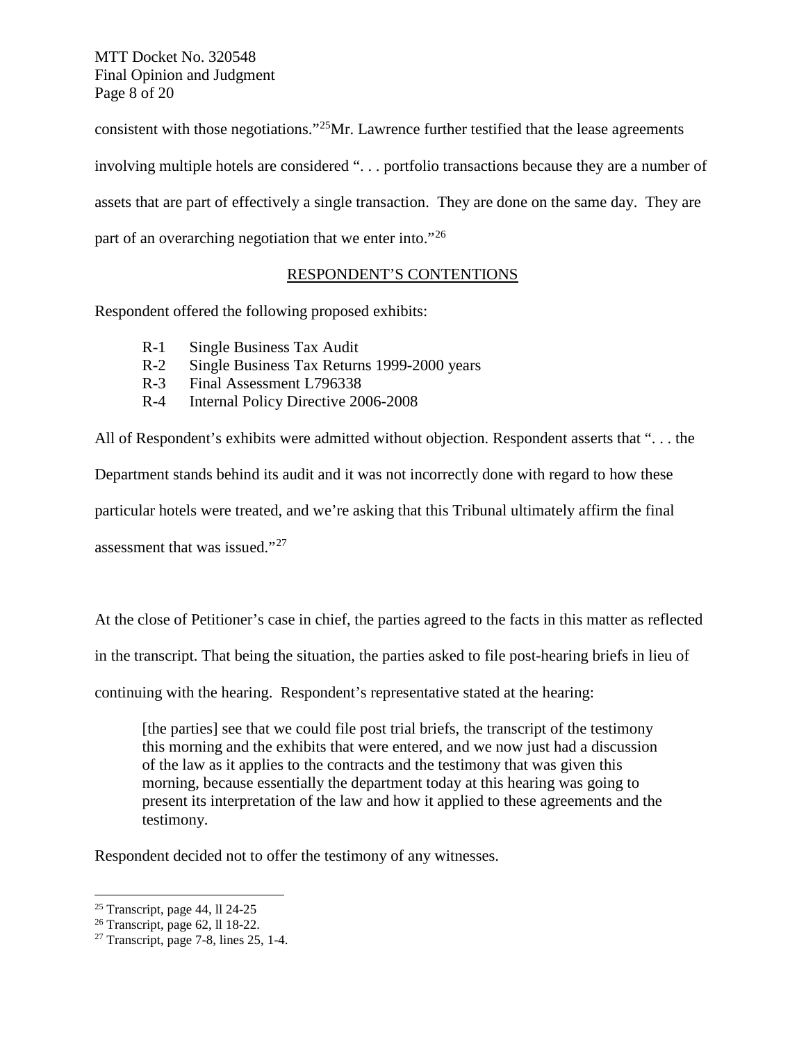consistent with those negotiations."[25] Mr. Lawrence further testified that the lease agreements involving multiple hotels are considered ". . . portfolio transactions because they are a number of assets that are part of effectively a single transaction. They are done on the same day. They are part of an overarching negotiation that we enter into."[26]

## RESPONDENT'S CONTENTIONS

Respondent offered the following proposed exhibits:

- R-1 Single Business Tax Audit
- R-2 Single Business Tax Returns 1999-2000 years
- R-3 Final Assessment L796338
- R-4 Internal Policy Directive 2006-2008

All of Respondent's exhibits were admitted without objection. Respondent asserts that ". . . the Department stands behind its audit and it was not incorrectly done with regard to how these particular hotels were treated, and we're asking that this Tribunal ultimately affirm the final assessment that was issued."[27]

At the close of Petitioner's case in chief, the parties agreed to the facts in this matter as reflected in the transcript. That being the situation, the parties asked to file post-hearing briefs in lieu of continuing with the hearing. Respondent's representative stated at the hearing:

> [the parties] see that we could file post trial briefs, the transcript of the testimony this morning and the exhibits that were entered, and we now just had a discussion of the law as it applies to the contracts and the testimony that was given this morning, because essentially the department today at this hearing was going to present its interpretation of the law and how it applied to these agreements and the testimony.

Respondent decided not to offer the testimony of any witnesses.

---

[25] Transcript, page 44, ll 24-25

[26] Transcript, page 62, ll 18-22.

[27] Transcript, page 7-8, lines 25, 1-4.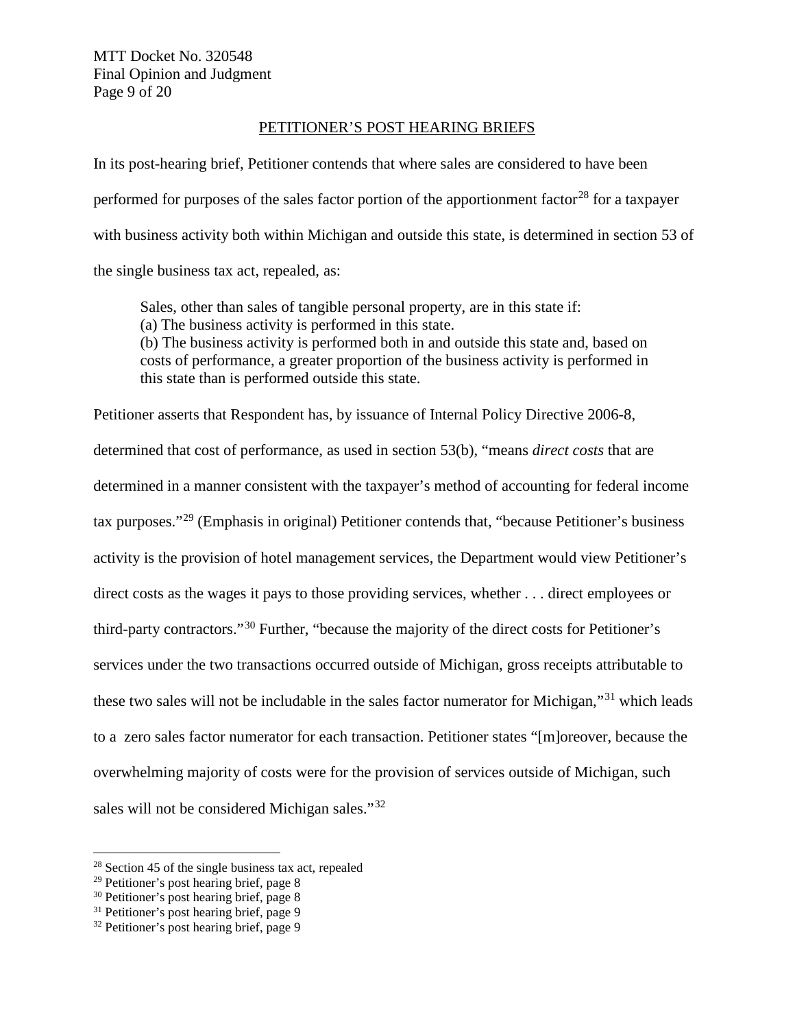## PETITIONER'S POST HEARING BRIEFS

In its post-hearing brief, Petitioner contends that where sales are considered to have been performed for purposes of the sales factor portion of the apportionment factor[28] for a taxpayer with business activity both within Michigan and outside this state, is determined in section 53 of the single business tax act, repealed, as:

> Sales, other than sales of tangible personal property, are in this state if:
> (a) The business activity is performed in this state.
> (b) The business activity is performed both in and outside this state and, based on costs of performance, a greater proportion of the business activity is performed in this state than is performed outside this state.

Petitioner asserts that Respondent has, by issuance of Internal Policy Directive 2006-8, determined that cost of performance, as used in section 53(b), "means *direct costs* that are determined in a manner consistent with the taxpayer's method of accounting for federal income tax purposes."[29] (Emphasis in original) Petitioner contends that, "because Petitioner's business activity is the provision of hotel management services, the Department would view Petitioner's direct costs as the wages it pays to those providing services, whether . . . direct employees or third-party contractors."[30] Further, "because the majority of the direct costs for Petitioner's services under the two transactions occurred outside of Michigan, gross receipts attributable to these two sales will not be includable in the sales factor numerator for Michigan,"[31] which leads to a zero sales factor numerator for each transaction. Petitioner states "[m]oreover, because the overwhelming majority of costs were for the provision of services outside of Michigan, such sales will not be considered Michigan sales."[32]

---

[28] Section 45 of the single business tax act, repealed
[29] Petitioner's post hearing brief, page 8
[30] Petitioner's post hearing brief, page 8
[31] Petitioner's post hearing brief, page 9
[32] Petitioner's post hearing brief, page 9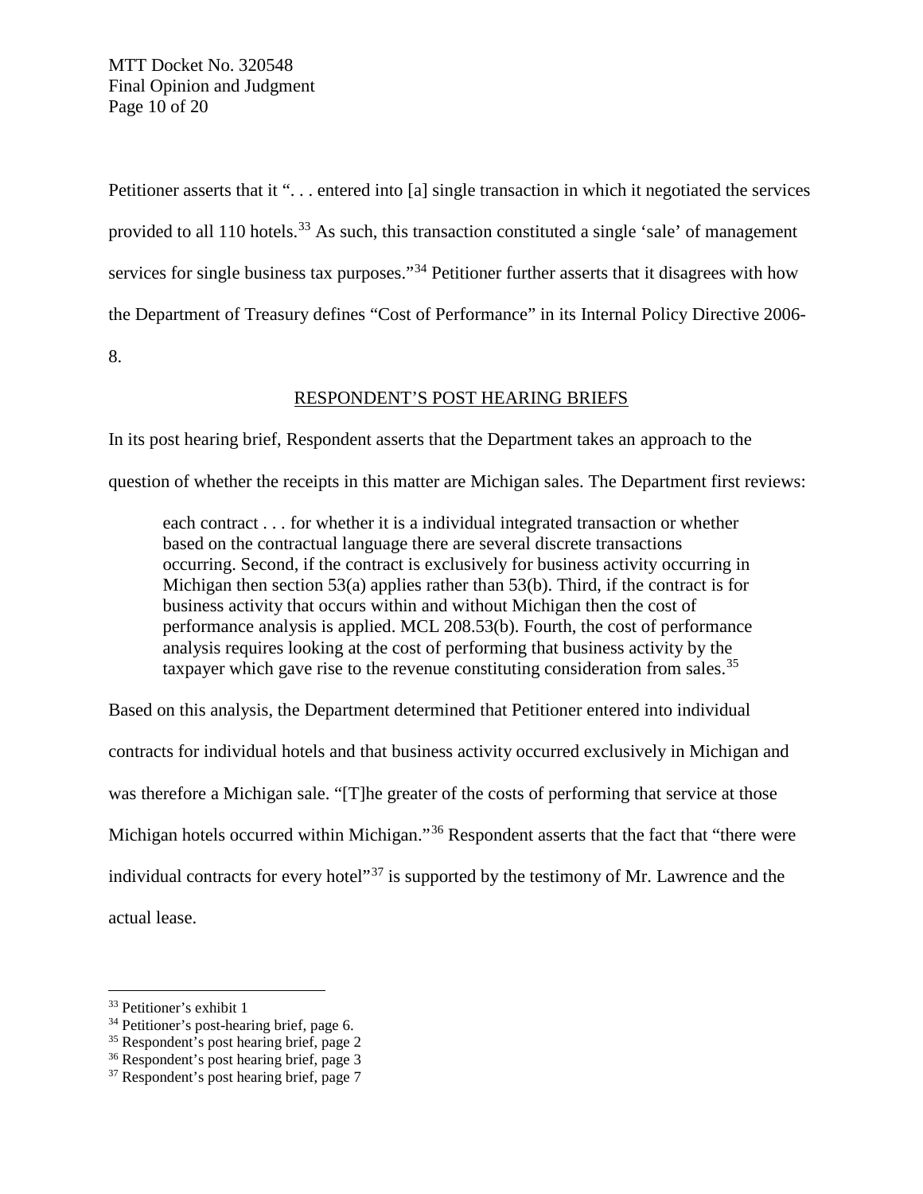Petitioner asserts that it ". . . entered into [a] single transaction in which it negotiated the services provided to all 110 hotels.[33] As such, this transaction constituted a single 'sale' of management services for single business tax purposes."[34] Petitioner further asserts that it disagrees with how the Department of Treasury defines "Cost of Performance" in its Internal Policy Directive 2006-8.

## RESPONDENT'S POST HEARING BRIEFS

In its post hearing brief, Respondent asserts that the Department takes an approach to the question of whether the receipts in this matter are Michigan sales. The Department first reviews:

> each contract . . . for whether it is a individual integrated transaction or whether based on the contractual language there are several discrete transactions occurring. Second, if the contract is exclusively for business activity occurring in Michigan then section 53(a) applies rather than 53(b). Third, if the contract is for business activity that occurs within and without Michigan then the cost of performance analysis is applied. MCL 208.53(b). Fourth, the cost of performance analysis requires looking at the cost of performing that business activity by the taxpayer which gave rise to the revenue constituting consideration from sales.[35]

Based on this analysis, the Department determined that Petitioner entered into individual contracts for individual hotels and that business activity occurred exclusively in Michigan and was therefore a Michigan sale. "[T]he greater of the costs of performing that service at those Michigan hotels occurred within Michigan."[36] Respondent asserts that the fact that "there were individual contracts for every hotel"[37] is supported by the testimony of Mr. Lawrence and the actual lease.

---

[33] Petitioner's exhibit 1

[34] Petitioner's post-hearing brief, page 6.

[35] Respondent's post hearing brief, page 2

[36] Respondent's post hearing brief, page 3

[37] Respondent's post hearing brief, page 7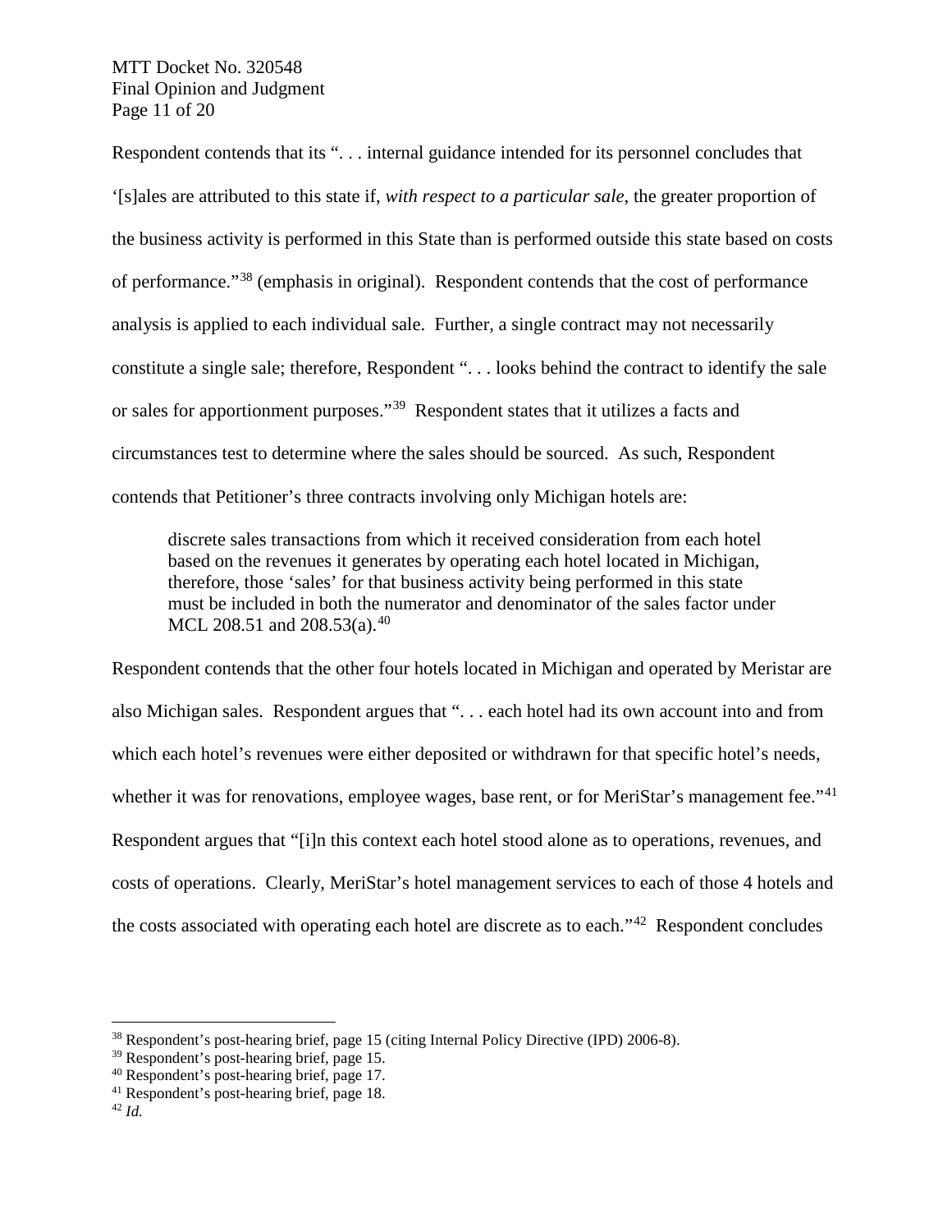Respondent contends that its ". . . internal guidance intended for its personnel concludes that '[s]ales are attributed to this state if, *with respect to a particular sale*, the greater proportion of the business activity is performed in this State than is performed outside this state based on costs of performance."[38] (emphasis in original). Respondent contends that the cost of performance analysis is applied to each individual sale. Further, a single contract may not necessarily constitute a single sale; therefore, Respondent ". . . looks behind the contract to identify the sale or sales for apportionment purposes."[39] Respondent states that it utilizes a facts and circumstances test to determine where the sales should be sourced. As such, Respondent contends that Petitioner's three contracts involving only Michigan hotels are:

> discrete sales transactions from which it received consideration from each hotel based on the revenues it generates by operating each hotel located in Michigan, therefore, those 'sales' for that business activity being performed in this state must be included in both the numerator and denominator of the sales factor under MCL 208.51 and 208.53(a).[40]

Respondent contends that the other four hotels located in Michigan and operated by Meristar are also Michigan sales. Respondent argues that ". . . each hotel had its own account into and from which each hotel's revenues were either deposited or withdrawn for that specific hotel's needs, whether it was for renovations, employee wages, base rent, or for MeriStar's management fee."[41] Respondent argues that "[i]n this context each hotel stood alone as to operations, revenues, and costs of operations. Clearly, MeriStar's hotel management services to each of those 4 hotels and the costs associated with operating each hotel are discrete as to each."[42] Respondent concludes

---

[38] Respondent's post-hearing brief, page 15 (citing Internal Policy Directive (IPD) 2006-8).
[39] Respondent's post-hearing brief, page 15.
[40] Respondent's post-hearing brief, page 17.
[41] Respondent's post-hearing brief, page 18.
[42] *Id.*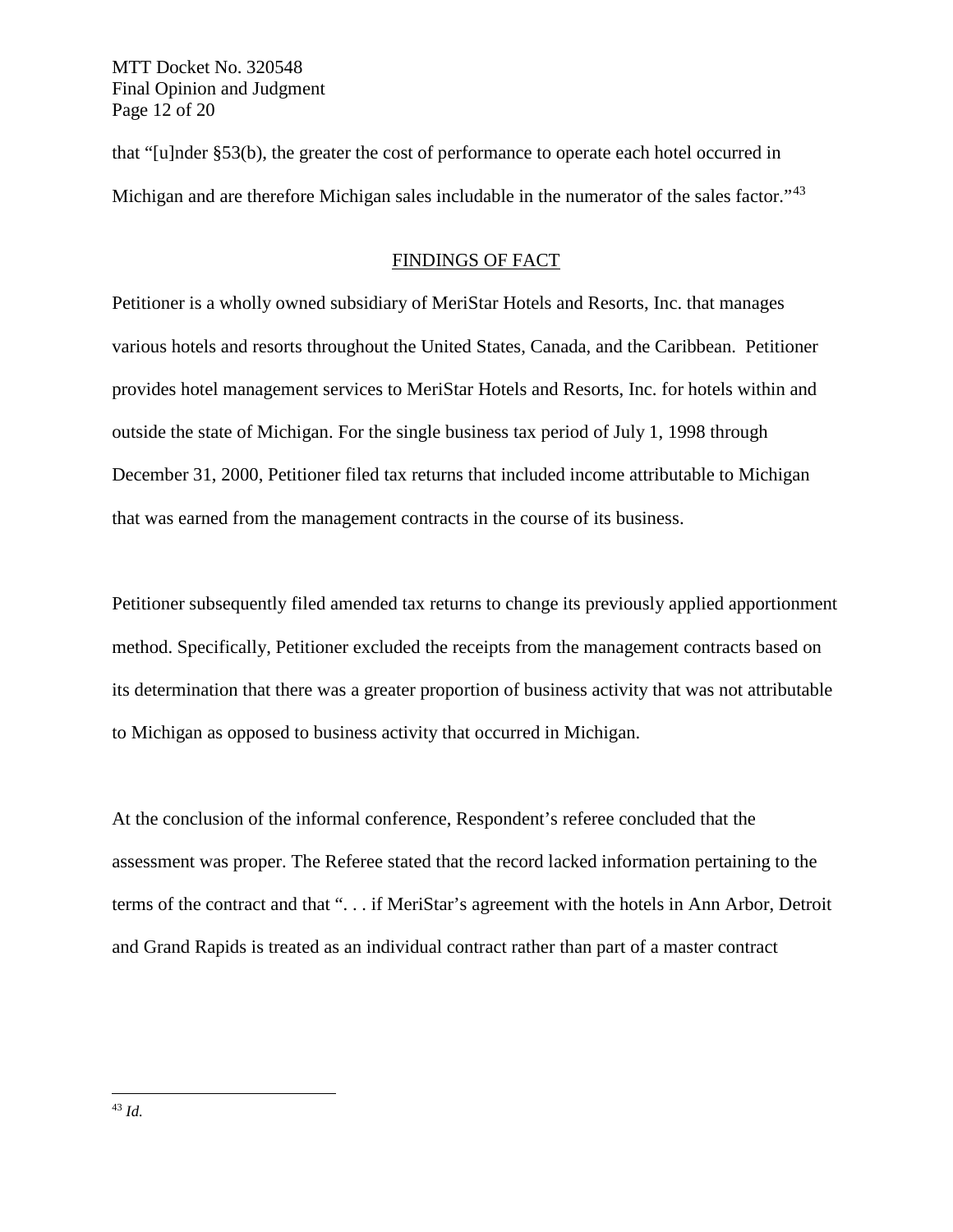that "[u]nder §53(b), the greater the cost of performance to operate each hotel occurred in Michigan and are therefore Michigan sales includable in the numerator of the sales factor."[43]

## FINDINGS OF FACT

Petitioner is a wholly owned subsidiary of MeriStar Hotels and Resorts, Inc. that manages various hotels and resorts throughout the United States, Canada, and the Caribbean. Petitioner provides hotel management services to MeriStar Hotels and Resorts, Inc. for hotels within and outside the state of Michigan. For the single business tax period of July 1, 1998 through December 31, 2000, Petitioner filed tax returns that included income attributable to Michigan that was earned from the management contracts in the course of its business.

Petitioner subsequently filed amended tax returns to change its previously applied apportionment method. Specifically, Petitioner excluded the receipts from the management contracts based on its determination that there was a greater proportion of business activity that was not attributable to Michigan as opposed to business activity that occurred in Michigan.

At the conclusion of the informal conference, Respondent's referee concluded that the assessment was proper. The Referee stated that the record lacked information pertaining to the terms of the contract and that ". . . if MeriStar's agreement with the hotels in Ann Arbor, Detroit and Grand Rapids is treated as an individual contract rather than part of a master contract

---

[43] *Id.*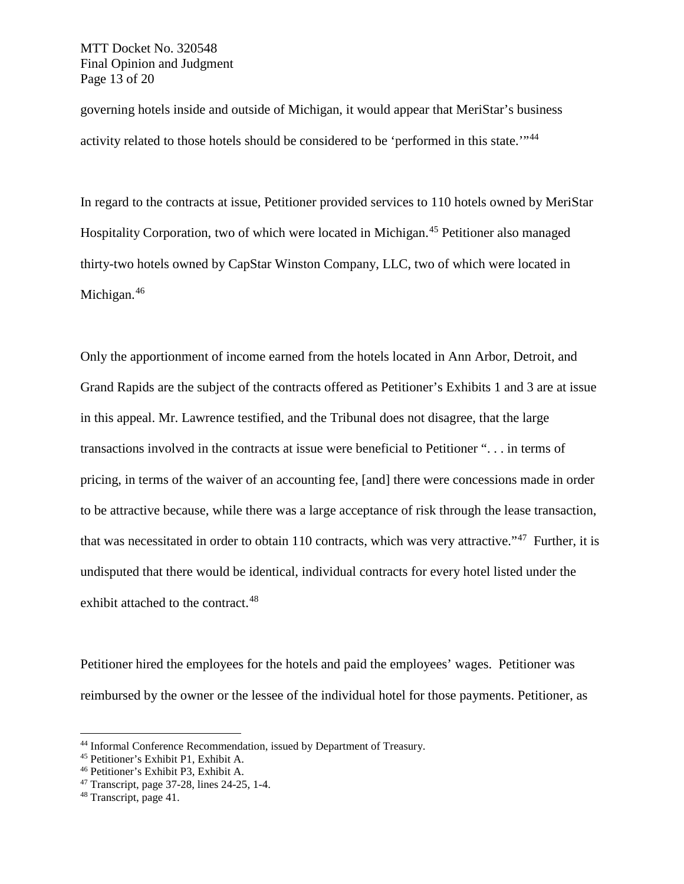governing hotels inside and outside of Michigan, it would appear that MeriStar's business activity related to those hotels should be considered to be 'performed in this state.'"[44]

In regard to the contracts at issue, Petitioner provided services to 110 hotels owned by MeriStar Hospitality Corporation, two of which were located in Michigan.[45] Petitioner also managed thirty-two hotels owned by CapStar Winston Company, LLC, two of which were located in Michigan.[46]

Only the apportionment of income earned from the hotels located in Ann Arbor, Detroit, and Grand Rapids are the subject of the contracts offered as Petitioner's Exhibits 1 and 3 are at issue in this appeal. Mr. Lawrence testified, and the Tribunal does not disagree, that the large transactions involved in the contracts at issue were beneficial to Petitioner ". . . in terms of pricing, in terms of the waiver of an accounting fee, [and] there were concessions made in order to be attractive because, while there was a large acceptance of risk through the lease transaction, that was necessitated in order to obtain 110 contracts, which was very attractive."[47] Further, it is undisputed that there would be identical, individual contracts for every hotel listed under the exhibit attached to the contract.[48]

Petitioner hired the employees for the hotels and paid the employees' wages. Petitioner was reimbursed by the owner or the lessee of the individual hotel for those payments. Petitioner, as

---

[44] Informal Conference Recommendation, issued by Department of Treasury.
[45] Petitioner's Exhibit P1, Exhibit A.
[46] Petitioner's Exhibit P3, Exhibit A.
[47] Transcript, page 37-28, lines 24-25, 1-4.
[48] Transcript, page 41.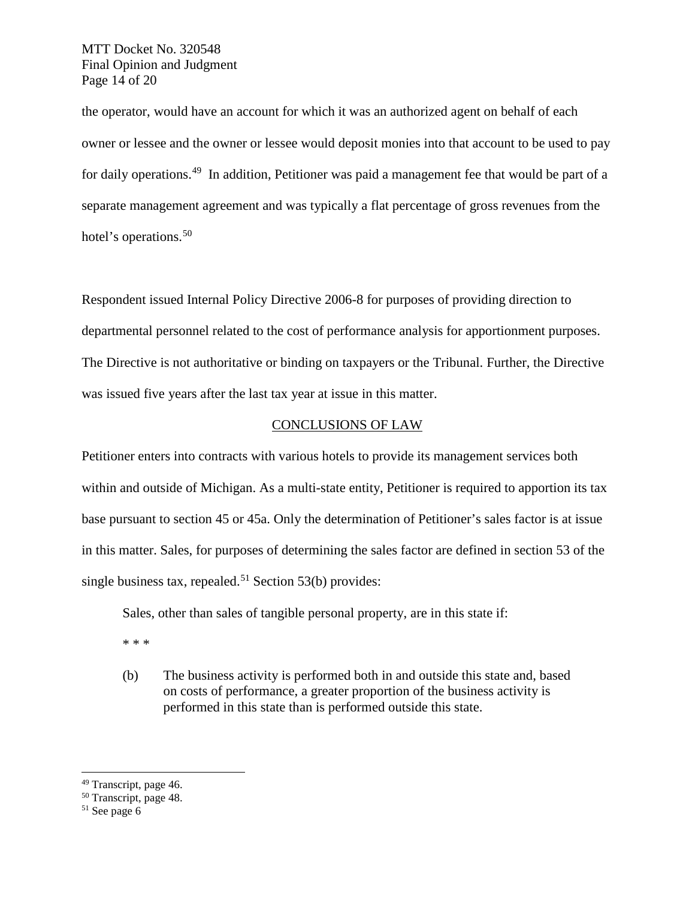the operator, would have an account for which it was an authorized agent on behalf of each owner or lessee and the owner or lessee would deposit monies into that account to be used to pay for daily operations.[49] In addition, Petitioner was paid a management fee that would be part of a separate management agreement and was typically a flat percentage of gross revenues from the hotel's operations.[50]

Respondent issued Internal Policy Directive 2006-8 for purposes of providing direction to departmental personnel related to the cost of performance analysis for apportionment purposes. The Directive is not authoritative or binding on taxpayers or the Tribunal. Further, the Directive was issued five years after the last tax year at issue in this matter.

## CONCLUSIONS OF LAW

Petitioner enters into contracts with various hotels to provide its management services both within and outside of Michigan. As a multi-state entity, Petitioner is required to apportion its tax base pursuant to section 45 or 45a. Only the determination of Petitioner's sales factor is at issue in this matter. Sales, for purposes of determining the sales factor are defined in section 53 of the single business tax, repealed.[51] Section 53(b) provides:

> Sales, other than sales of tangible personal property, are in this state if:
>
> * * *
>
> (b) The business activity is performed both in and outside this state and, based on costs of performance, a greater proportion of the business activity is performed in this state than is performed outside this state.

---

[49] Transcript, page 46.

[50] Transcript, page 48.

[51] See page 6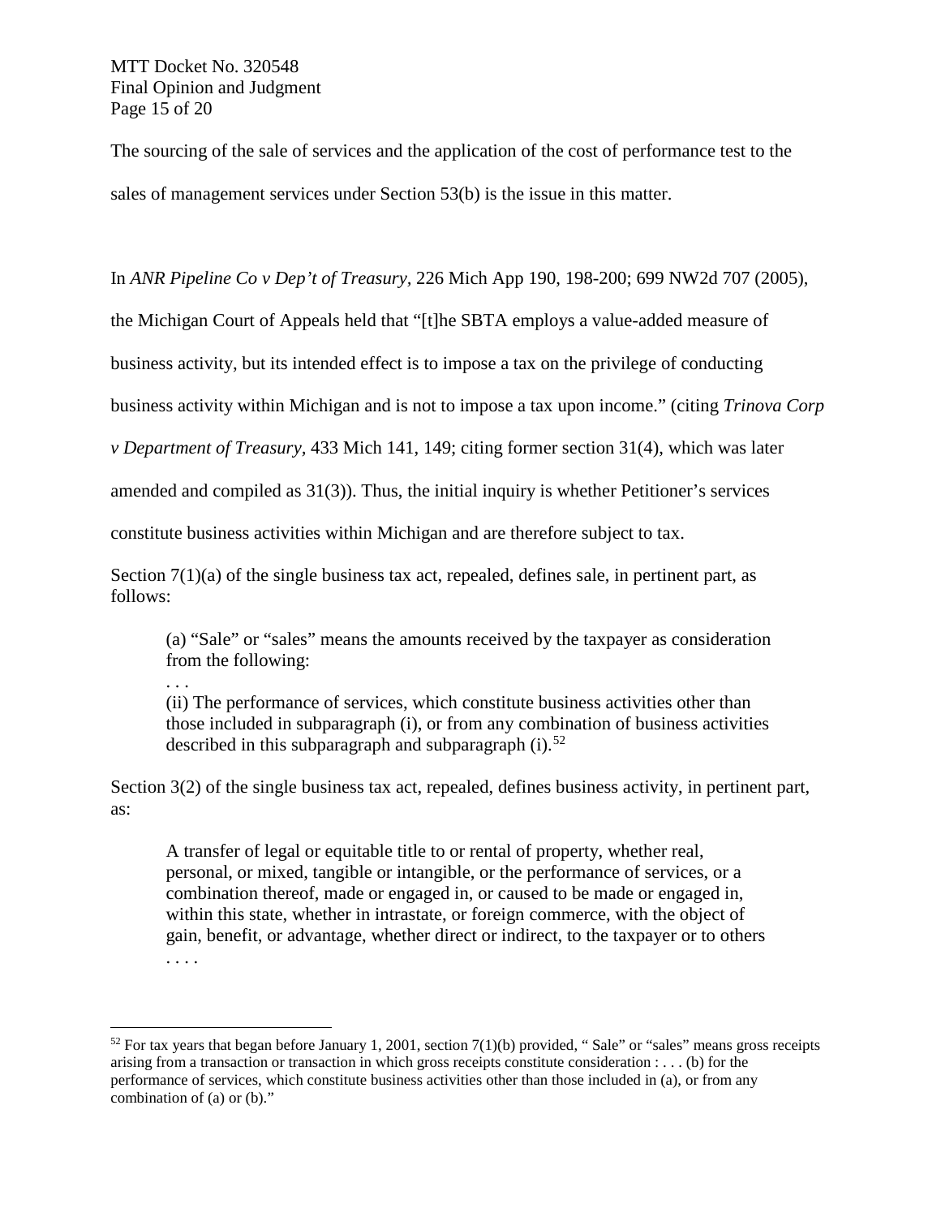The sourcing of the sale of services and the application of the cost of performance test to the sales of management services under Section 53(b) is the issue in this matter.

In *ANR Pipeline Co v Dep't of Treasury*, 226 Mich App 190, 198-200; 699 NW2d 707 (2005), the Michigan Court of Appeals held that "[t]he SBTA employs a value-added measure of business activity, but its intended effect is to impose a tax on the privilege of conducting business activity within Michigan and is not to impose a tax upon income." (citing *Trinova Corp v Department of Treasury*, 433 Mich 141, 149; citing former section 31(4), which was later amended and compiled as 31(3)). Thus, the initial inquiry is whether Petitioner's services constitute business activities within Michigan and are therefore subject to tax.

Section 7(1)(a) of the single business tax act, repealed, defines sale, in pertinent part, as follows:

> (a) "Sale" or "sales" means the amounts received by the taxpayer as consideration from the following:
>
> . . .
>
> (ii) The performance of services, which constitute business activities other than those included in subparagraph (i), or from any combination of business activities described in this subparagraph and subparagraph (i).[52]

Section 3(2) of the single business tax act, repealed, defines business activity, in pertinent part, as:

> A transfer of legal or equitable title to or rental of property, whether real, personal, or mixed, tangible or intangible, or the performance of services, or a combination thereof, made or engaged in, or caused to be made or engaged in, within this state, whether in intrastate, or foreign commerce, with the object of gain, benefit, or advantage, whether direct or indirect, to the taxpayer or to others . . . .

---

[52] For tax years that began before January 1, 2001, section 7(1)(b) provided, " Sale" or "sales" means gross receipts arising from a transaction or transaction in which gross receipts constitute consideration : . . . (b) for the performance of services, which constitute business activities other than those included in (a), or from any combination of (a) or (b)."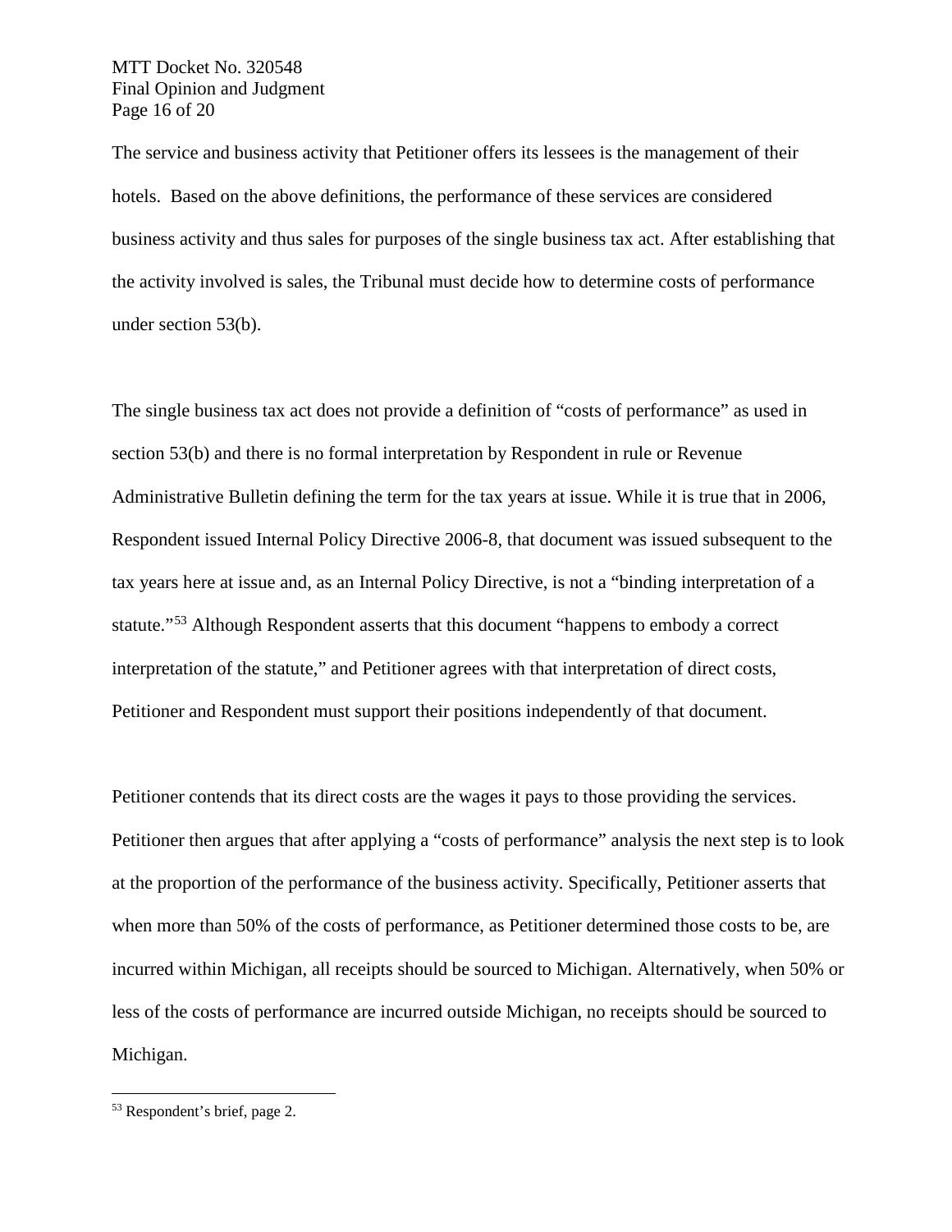The service and business activity that Petitioner offers its lessees is the management of their hotels. Based on the above definitions, the performance of these services are considered business activity and thus sales for purposes of the single business tax act. After establishing that the activity involved is sales, the Tribunal must decide how to determine costs of performance under section 53(b).

The single business tax act does not provide a definition of "costs of performance" as used in section 53(b) and there is no formal interpretation by Respondent in rule or Revenue Administrative Bulletin defining the term for the tax years at issue. While it is true that in 2006, Respondent issued Internal Policy Directive 2006-8, that document was issued subsequent to the tax years here at issue and, as an Internal Policy Directive, is not a "binding interpretation of a statute."[53] Although Respondent asserts that this document "happens to embody a correct interpretation of the statute," and Petitioner agrees with that interpretation of direct costs, Petitioner and Respondent must support their positions independently of that document.

Petitioner contends that its direct costs are the wages it pays to those providing the services. Petitioner then argues that after applying a "costs of performance" analysis the next step is to look at the proportion of the performance of the business activity. Specifically, Petitioner asserts that when more than 50% of the costs of performance, as Petitioner determined those costs to be, are incurred within Michigan, all receipts should be sourced to Michigan. Alternatively, when 50% or less of the costs of performance are incurred outside Michigan, no receipts should be sourced to Michigan.

---

[53] Respondent's brief, page 2.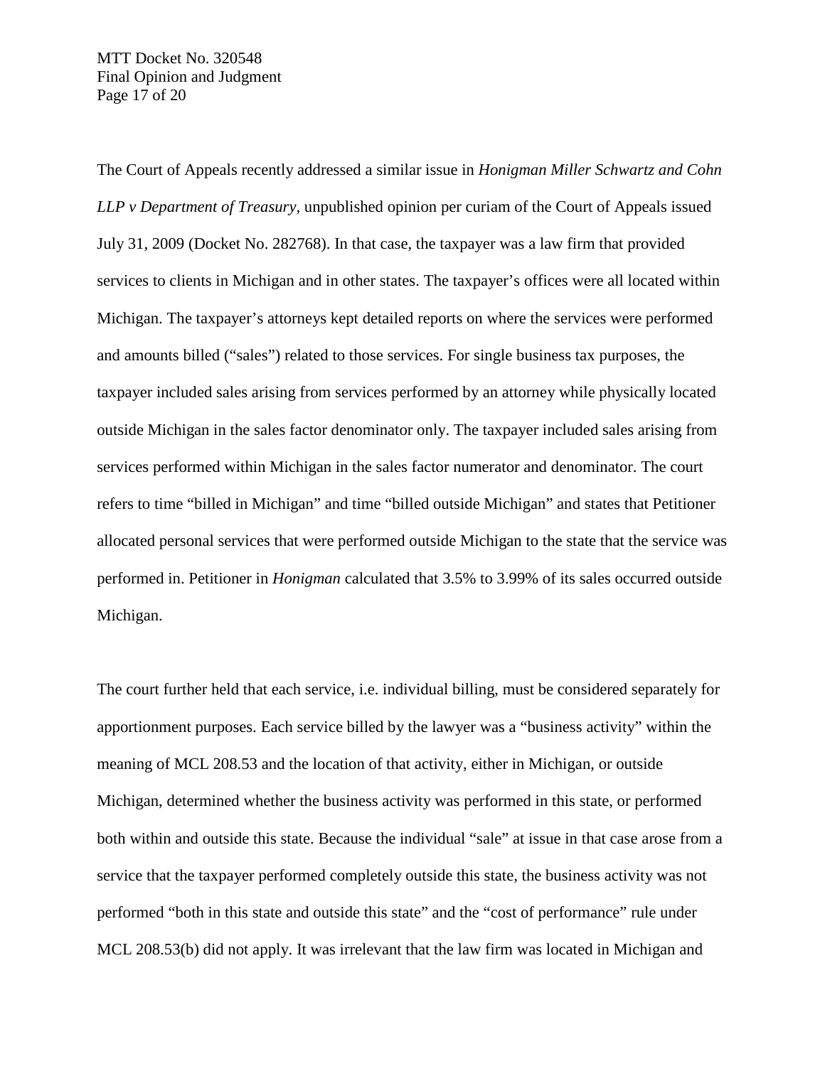The Court of Appeals recently addressed a similar issue in *Honigman Miller Schwartz and Cohn LLP v Department of Treasury*, unpublished opinion per curiam of the Court of Appeals issued July 31, 2009 (Docket No. 282768). In that case, the taxpayer was a law firm that provided services to clients in Michigan and in other states. The taxpayer's offices were all located within Michigan. The taxpayer's attorneys kept detailed reports on where the services were performed and amounts billed ("sales") related to those services. For single business tax purposes, the taxpayer included sales arising from services performed by an attorney while physically located outside Michigan in the sales factor denominator only. The taxpayer included sales arising from services performed within Michigan in the sales factor numerator and denominator. The court refers to time "billed in Michigan" and time "billed outside Michigan" and states that Petitioner allocated personal services that were performed outside Michigan to the state that the service was performed in. Petitioner in *Honigman* calculated that 3.5% to 3.99% of its sales occurred outside Michigan.

The court further held that each service, i.e. individual billing, must be considered separately for apportionment purposes. Each service billed by the lawyer was a "business activity" within the meaning of MCL 208.53 and the location of that activity, either in Michigan, or outside Michigan, determined whether the business activity was performed in this state, or performed both within and outside this state. Because the individual "sale" at issue in that case arose from a service that the taxpayer performed completely outside this state, the business activity was not performed "both in this state and outside this state" and the "cost of performance" rule under MCL 208.53(b) did not apply. It was irrelevant that the law firm was located in Michigan and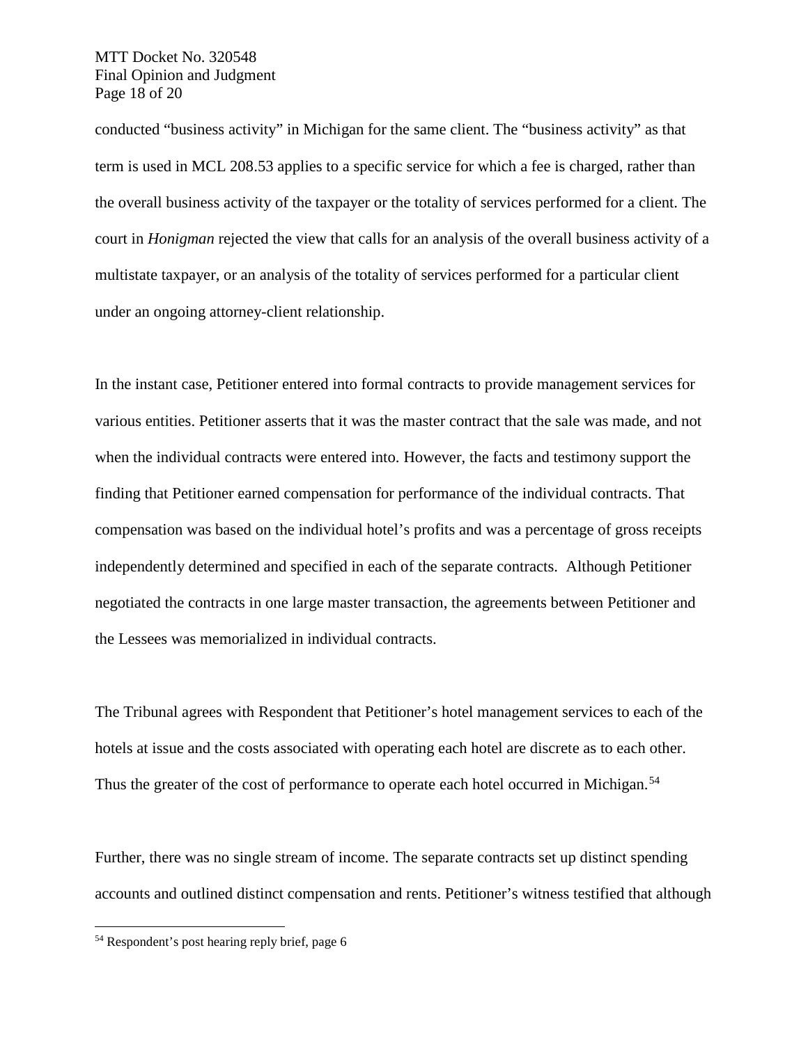conducted "business activity" in Michigan for the same client. The "business activity" as that term is used in MCL 208.53 applies to a specific service for which a fee is charged, rather than the overall business activity of the taxpayer or the totality of services performed for a client. The court in *Honigman* rejected the view that calls for an analysis of the overall business activity of a multistate taxpayer, or an analysis of the totality of services performed for a particular client under an ongoing attorney-client relationship.

In the instant case, Petitioner entered into formal contracts to provide management services for various entities. Petitioner asserts that it was the master contract that the sale was made, and not when the individual contracts were entered into. However, the facts and testimony support the finding that Petitioner earned compensation for performance of the individual contracts. That compensation was based on the individual hotel's profits and was a percentage of gross receipts independently determined and specified in each of the separate contracts. Although Petitioner negotiated the contracts in one large master transaction, the agreements between Petitioner and the Lessees was memorialized in individual contracts.

The Tribunal agrees with Respondent that Petitioner's hotel management services to each of the hotels at issue and the costs associated with operating each hotel are discrete as to each other. Thus the greater of the cost of performance to operate each hotel occurred in Michigan.[54]

Further, there was no single stream of income. The separate contracts set up distinct spending accounts and outlined distinct compensation and rents. Petitioner's witness testified that although

---

[54] Respondent's post hearing reply brief, page 6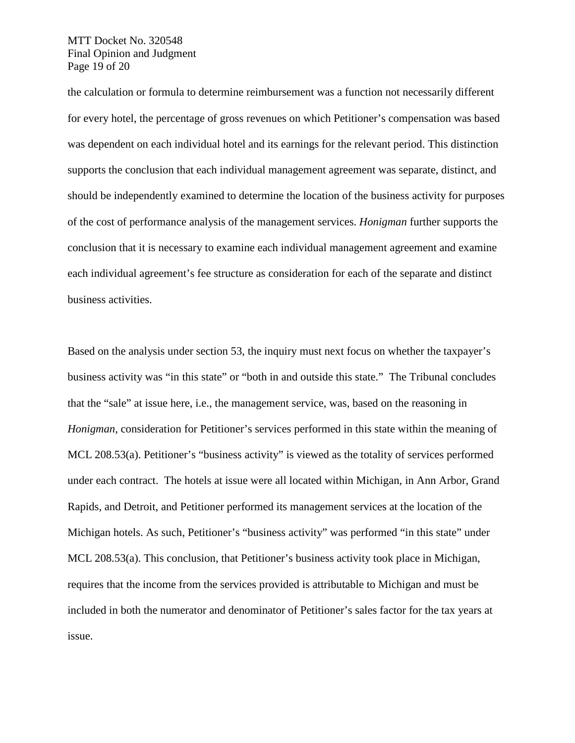the calculation or formula to determine reimbursement was a function not necessarily different for every hotel, the percentage of gross revenues on which Petitioner's compensation was based was dependent on each individual hotel and its earnings for the relevant period. This distinction supports the conclusion that each individual management agreement was separate, distinct, and should be independently examined to determine the location of the business activity for purposes of the cost of performance analysis of the management services. *Honigman* further supports the conclusion that it is necessary to examine each individual management agreement and examine each individual agreement's fee structure as consideration for each of the separate and distinct business activities.

Based on the analysis under section 53, the inquiry must next focus on whether the taxpayer's business activity was "in this state" or "both in and outside this state." The Tribunal concludes that the "sale" at issue here, i.e., the management service, was, based on the reasoning in *Honigman*, consideration for Petitioner's services performed in this state within the meaning of MCL 208.53(a). Petitioner's "business activity" is viewed as the totality of services performed under each contract. The hotels at issue were all located within Michigan, in Ann Arbor, Grand Rapids, and Detroit, and Petitioner performed its management services at the location of the Michigan hotels. As such, Petitioner's "business activity" was performed "in this state" under MCL 208.53(a). This conclusion, that Petitioner's business activity took place in Michigan, requires that the income from the services provided is attributable to Michigan and must be included in both the numerator and denominator of Petitioner's sales factor for the tax years at issue.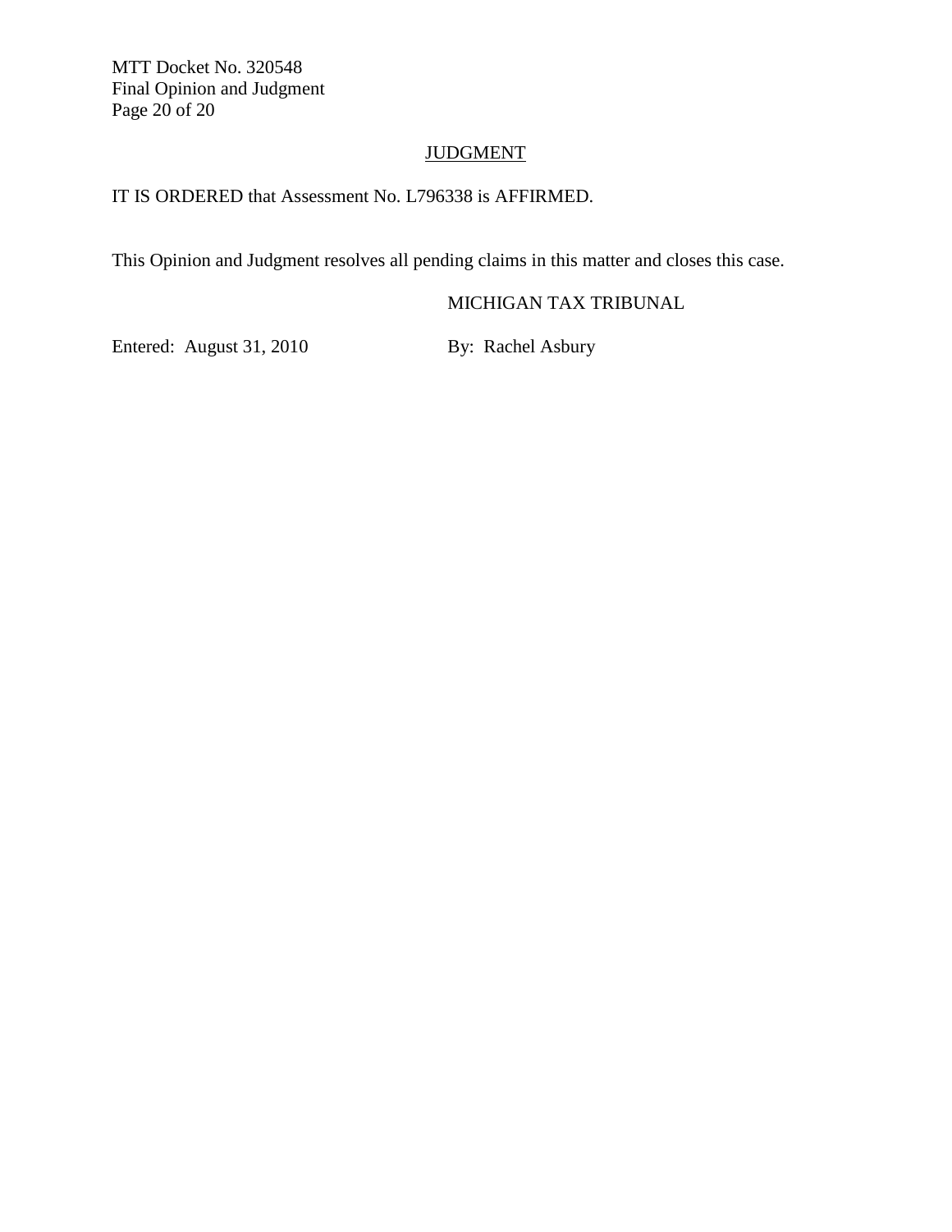## JUDGMENT

IT IS ORDERED that Assessment No. L796338 is AFFIRMED.

This Opinion and Judgment resolves all pending claims in this matter and closes this case.

MICHIGAN TAX TRIBUNAL

Entered: August 31, 2010 By: Rachel Asbury